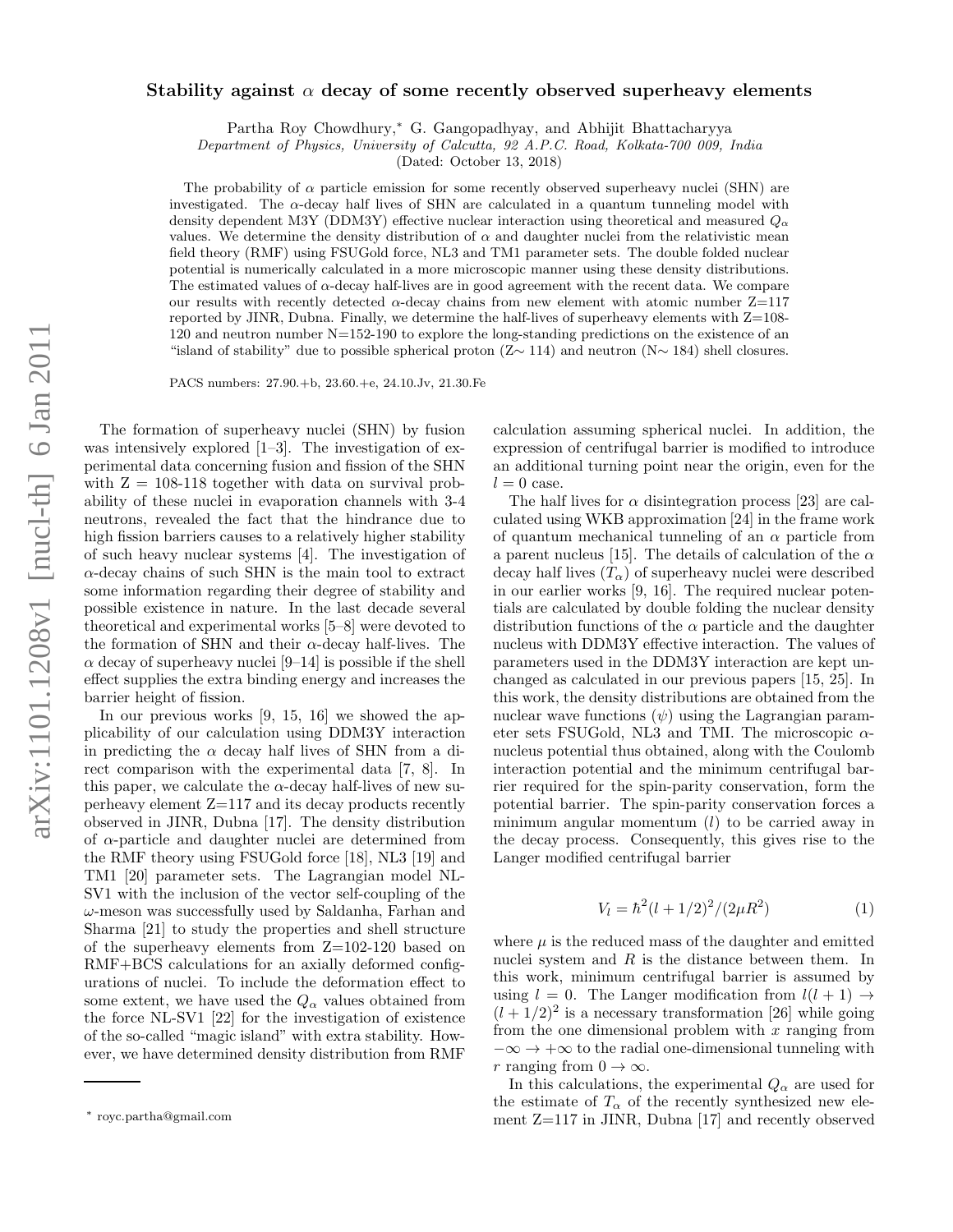# Stability against $\alpha$ decay of some recently observed superheavy elements

Partha Roy Chowdhury,[*] G. Gangopadhyay, and Abhijit Bhattacharyya

*Department of Physics, University of Calcutta, 92 A.P.C. Road, Kolkata-700 009, India*

(Dated: October 13, 2018)

The probability of $\alpha$ particle emission for some recently observed superheavy nuclei (SHN) are investigated. The $\alpha$-decay half lives of SHN are calculated in a quantum tunneling model with density dependent M3Y (DDM3Y) effective nuclear interaction using theoretical and measured $Q_\alpha$ values. We determine the density distribution of $\alpha$ and daughter nuclei from the relativistic mean field theory (RMF) using FSUGold force, NL3 and TM1 parameter sets. The double folded nuclear potential is numerically calculated in a more microscopic manner using these density distributions. The estimated values of $\alpha$-decay half-lives are in good agreement with the recent data. We compare our results with recently detected $\alpha$-decay chains from new element with atomic number Z=117 reported by JINR, Dubna. Finally, we determine the half-lives of superheavy elements with Z=108-120 and neutron number N=152-190 to explore the long-standing predictions on the existence of an "island of stability" due to possible spherical proton (Z$\sim$ 114) and neutron (N$\sim$ 184) shell closures.

PACS numbers: 27.90.+b, 23.60.+e, 24.10.Jv, 21.30.Fe

The formation of superheavy nuclei (SHN) by fusion was intensively explored [1–3]. The investigation of experimental data concerning fusion and fission of the SHN with Z = 108-118 together with data on survival probability of these nuclei in evaporation channels with 3-4 neutrons, revealed the fact that the hindrance due to high fission barriers causes to a relatively higher stability of such heavy nuclear systems [4]. The investigation of $\alpha$-decay chains of such SHN is the main tool to extract some information regarding their degree of stability and possible existence in nature. In the last decade several theoretical and experimental works [5–8] were devoted to the formation of SHN and their $\alpha$-decay half-lives. The $\alpha$ decay of superheavy nuclei [9–14] is possible if the shell effect supplies the extra binding energy and increases the barrier height of fission.

In our previous works [9, 15, 16] we showed the applicability of our calculation using DDM3Y interaction in predicting the $\alpha$ decay half lives of SHN from a direct comparison with the experimental data [7, 8]. In this paper, we calculate the $\alpha$-decay half-lives of new superheavy element Z=117 and its decay products recently observed in JINR, Dubna [17]. The density distribution of $\alpha$-particle and daughter nuclei are determined from the RMF theory using FSUGold force [18], NL3 [19] and TM1 [20] parameter sets. The Lagrangian model NL-SV1 with the inclusion of the vector self-coupling of the $\omega$-meson was successfully used by Saldanha, Farhan and Sharma [21] to study the properties and shell structure of the superheavy elements from Z=102-120 based on RMF+BCS calculations for an axially deformed configurations of nuclei. To include the deformation effect to some extent, we have used the $Q_\alpha$ values obtained from the force NL-SV1 [22] for the investigation of existence of the so-called "magic island" with extra stability. However, we have determined density distribution from RMF calculation assuming spherical nuclei. In addition, the expression of centrifugal barrier is modified to introduce an additional turning point near the origin, even for the $l = 0$ case.

The half lives for $\alpha$ disintegration process [23] are calculated using WKB approximation [24] in the frame work of quantum mechanical tunneling of an $\alpha$ particle from a parent nucleus [15]. The details of calculation of the $\alpha$ decay half lives ($T_\alpha$) of superheavy nuclei were described in our earlier works [9, 16]. The required nuclear potentials are calculated by double folding the nuclear density distribution functions of the $\alpha$ particle and the daughter nucleus with DDM3Y effective interaction. The values of parameters used in the DDM3Y interaction are kept unchanged as calculated in our previous papers [15, 25]. In this work, the density distributions are obtained from the nuclear wave functions ($\psi$) using the Lagrangian parameter sets FSUGold, NL3 and TMI. The microscopic $\alpha$-nucleus potential thus obtained, along with the Coulomb interaction potential and the minimum centrifugal barrier required for the spin-parity conservation, form the potential barrier. The spin-parity conservation forces a minimum angular momentum ($l$) to be carried away in the decay process. Consequently, this gives rise to the Langer modified centrifugal barrier

$$V_l = \hbar^2(l + 1/2)^2/(2\mu R^2) \tag{1}$$

where $\mu$ is the reduced mass of the daughter and emitted nuclei system and $R$ is the distance between them. In this work, minimum centrifugal barrier is assumed by using $l = 0$. The Langer modification from $l(l + 1) \rightarrow (l + 1/2)^2$ is a necessary transformation [26] while going from the one dimensional problem with $x$ ranging from $-\infty \rightarrow +\infty$ to the radial one-dimensional tunneling with $r$ ranging from $0 \rightarrow \infty$.

In this calculations, the experimental $Q_\alpha$ are used for the estimate of $T_\alpha$ of the recently synthesized new element Z=117 in JINR, Dubna [17] and recently observed

[*] royc.partha@gmail.com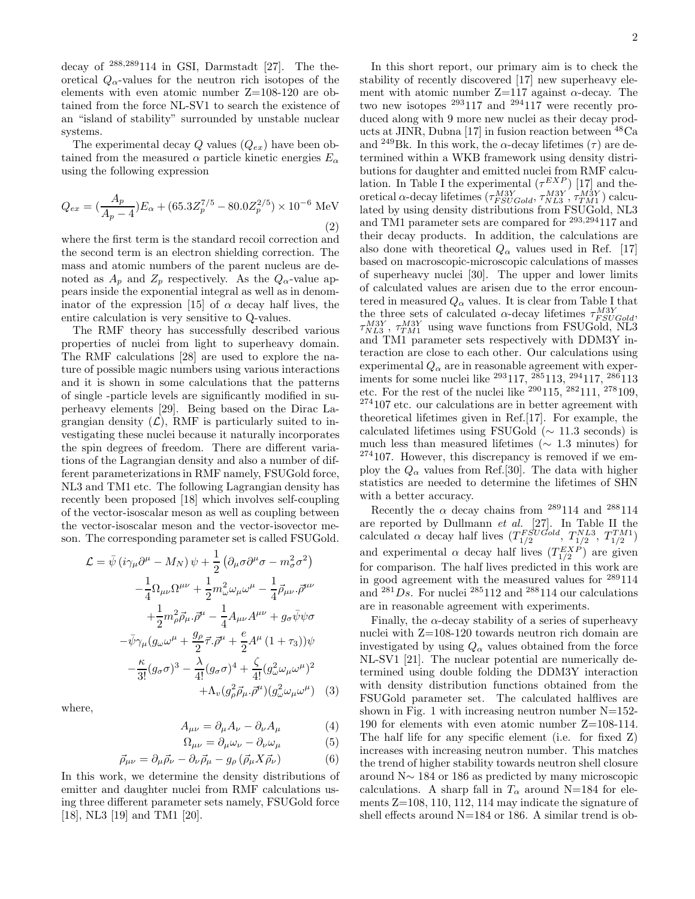decay of $^{288,289}114$ in GSI, Darmstadt [27]. The theoretical $Q_\alpha$-values for the neutron rich isotopes of the elements with even atomic number Z=108-120 are obtained from the force NL-SV1 to search the existence of an "island of stability" surrounded by unstable nuclear systems.

The experimental decay $Q$ values ($Q_{ex}$) have been obtained from the measured $\alpha$ particle kinetic energies $E_\alpha$ using the following expression

$$Q_{ex} = (\frac{A_p}{A_p - 4})E_\alpha + (65.3 Z_p^{7/5} - 80.0 Z_p^{2/5}) \times 10^{-6} \text{ MeV} \quad (2)$$

where the first term is the standard recoil correction and the second term is an electron shielding correction. The mass and atomic numbers of the parent nucleus are denoted as $A_p$ and $Z_p$ respectively. As the $Q_\alpha$-value appears inside the exponential integral as well as in denominator of the expression [15] of $\alpha$ decay half lives, the entire calculation is very sensitive to Q-values.

The RMF theory has successfully described various properties of nuclei from light to superheavy domain. The RMF calculations [28] are used to explore the nature of possible magic numbers using various interactions and it is shown in some calculations that the patterns of single -particle levels are significantly modified in superheavy elements [29]. Being based on the Dirac Lagrangian density ($\mathcal{L}$), RMF is particularly suited to investigating these nuclei because it naturally incorporates the spin degrees of freedom. There are different variations of the Lagrangian density and also a number of different parameterizations in RMF namely, FSUGold force, NL3 and TM1 etc. The following Lagrangian density has recently been proposed [18] which involves self-coupling of the vector-isoscalar meson as well as coupling between the vector-isoscalar meson and the vector-isovector meson. The corresponding parameter set is called FSUGold.

$$\begin{aligned}
\mathcal{L} = \bar{\psi}\left(i\gamma_\mu\partial^\mu - M_N\right)\psi + \frac{1}{2}\left(\partial_\mu\sigma\partial^\mu\sigma - m_\sigma^2\sigma^2\right) \\
-\frac{1}{4}\Omega_{\mu\nu}\Omega^{\mu\nu} + \frac{1}{2}m_\omega^2\omega_\mu\omega^\mu - \frac{1}{4}\vec{\rho}_{\mu\nu}.\vec{\rho}^{\mu\nu} \\
+\frac{1}{2}m_\rho^2\vec{\rho}_\mu.\vec{\rho}^\mu - \frac{1}{4}A_{\mu\nu}A^{\mu\nu} + g_\sigma\bar{\psi}\psi\sigma \\
-\bar{\psi}\gamma_\mu(g_\omega\omega^\mu + \frac{g_\rho}{2}\vec{\tau}.\vec{\rho}^\mu + \frac{e}{2}A^\mu\left(1+\tau_3\right))\psi \\
-\frac{\kappa}{3!}(g_\sigma\sigma)^3 - \frac{\lambda}{4!}(g_\sigma\sigma)^4 + \frac{\zeta}{4!}(g_\omega^2\omega_\mu\omega^\mu)^2 \\
+\Lambda_v(g_\rho^2\vec{\rho}_\mu.\vec{\rho}^\mu)(g_\omega^2\omega_\mu\omega^\mu) \quad (3)
\end{aligned}$$

where,

$$A_{\mu\nu} = \partial_\mu A_\nu - \partial_\nu A_\mu \quad (4)$$

$$\Omega_{\mu\nu} = \partial_\mu\omega_\nu - \partial_\nu\omega_\mu \quad (5)$$

$$\vec{\rho}_{\mu\nu} = \partial_\mu\vec{\rho}_\nu - \partial_\nu\vec{\rho}_\mu - g_\rho\left(\vec{\rho}_\mu X\vec{\rho}_\nu\right) \quad (6)$$

In this work, we determine the density distributions of emitter and daughter nuclei from RMF calculations using three different parameter sets namely, FSUGold force [18], NL3 [19] and TM1 [20].

In this short report, our primary aim is to check the stability of recently discovered [17] new superheavy element with atomic number Z=117 against $\alpha$-decay. The two new isotopes $^{293}117$ and $^{294}117$ were recently produced along with 9 more new nuclei as their decay products at JINR, Dubna [17] in fusion reaction between $^{48}$Ca and $^{249}$Bk. In this work, the $\alpha$-decay lifetimes ($\tau$) are determined within a WKB framework using density distributions for daughter and emitted nuclei from RMF calculation. In Table I the experimental ($\tau^{EXP}$) [17] and theoretical $\alpha$-decay lifetimes ($\tau^{M3Y}_{FSUGold}$, $\tau^{M3Y}_{NL3}$, $\tau^{M3Y}_{TM1}$) calculated by using density distributions from FSUGold, NL3 and TM1 parameter sets are compared for $^{293,294}117$ and their decay products. In addition, the calculations are also done with theoretical $Q_\alpha$ values used in Ref. [17] based on macroscopic-microscopic calculations of masses of superheavy nuclei [30]. The upper and lower limits of calculated values are arisen due to the error encountered in measured $Q_\alpha$ values. It is clear from Table I that the three sets of calculated $\alpha$-decay lifetimes $\tau^{M3Y}_{FSUGold}$, $\tau^{M3Y}_{NL3}$, $\tau^{M3Y}_{TM1}$ using wave functions from FSUGold, NL3 and TM1 parameter sets respectively with DDM3Y interaction are close to each other. Our calculations using experimental $Q_\alpha$ are in reasonable agreement with experiments for some nuclei like $^{293}117$, $^{285}113$, $^{294}117$, $^{286}113$ etc. For the rest of the nuclei like $^{290}115$, $^{282}111$, $^{278}109$, $^{274}107$ etc. our calculations are in better agreement with theoretical lifetimes given in Ref.[17]. For example, the calculated lifetimes using FSUGold ($\sim$ 11.3 seconds) is much less than measured lifetimes ($\sim$ 1.3 minutes) for $^{274}107$. However, this discrepancy is removed if we employ the $Q_\alpha$ values from Ref.[30]. The data with higher statistics are needed to determine the lifetimes of SHN with a better accuracy.

Recently the $\alpha$ decay chains from $^{289}114$ and $^{288}114$ are reported by Dullmann *et al.* [27]. In Table II the calculated $\alpha$ decay half lives ($T_{1/2}^{FSUGold}$, $T_{1/2}^{NL3}$, $T_{1/2}^{TM1}$) and experimental $\alpha$ decay half lives ($T_{1/2}^{EXP}$) are given for comparison. The half lives predicted in this work are in good agreement with the measured values for $^{289}114$ and $^{281}Ds$. For nuclei $^{285}112$ and $^{288}114$ our calculations are in reasonable agreement with experiments.

Finally, the $\alpha$-decay stability of a series of superheavy nuclei with Z=108-120 towards neutron rich domain are investigated by using $Q_\alpha$ values obtained from the force NL-SV1 [21]. The nuclear potential are numerically determined using double folding the DDM3Y interaction with density distribution functions obtained from the FSUGold parameter set. The calculated halflives are shown in Fig. 1 with increasing neutron number N=152-190 for elements with even atomic number Z=108-114. The half life for any specific element (i.e. for fixed Z) increases with increasing neutron number. This matches the trend of higher stability towards neutron shell closure around N$\sim$ 184 or 186 as predicted by many microscopic calculations. A sharp fall in $T_\alpha$ around N=184 for elements Z=108, 110, 112, 114 may indicate the signature of shell effects around N=184 or 186. A similar trend is ob-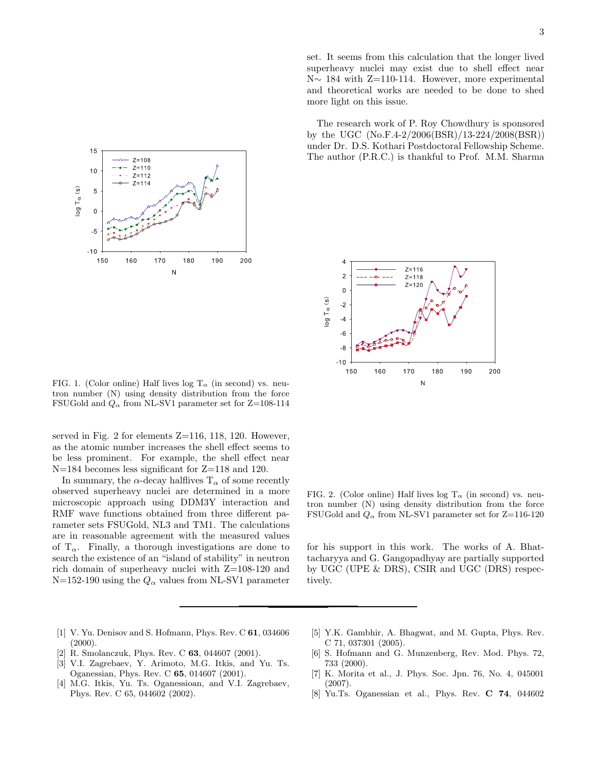FIG. 1. (Color online) Half lives log $T_\alpha$ (in second) vs. neutron number (N) using density distribution from the force FSUGold and $Q_\alpha$ from NL-SV1 parameter set for Z=108-114

served in Fig. 2 for elements Z=116, 118, 120. However, as the atomic number increases the shell effect seems to be less prominent. For example, the shell effect near N=184 becomes less significant for Z=118 and 120.

In summary, the $\alpha$-decay halflives $T_\alpha$ of some recently observed superheavy nuclei are determined in a more microscopic approach using DDM3Y interaction and RMF wave functions obtained from three different parameter sets FSUGold, NL3 and TM1. The calculations are in reasonable agreement with the measured values of $T_\alpha$. Finally, a thorough investigations are done to search the existence of an "island of stability" in neutron rich domain of superheavy nuclei with Z=108-120 and N=152-190 using the $Q_\alpha$ values from NL-SV1 parameter set. It seems from this calculation that the longer lived superheavy nuclei may exist due to shell effect near N$\sim$ 184 with Z=110-114. However, more experimental and theoretical works are needed to be done to shed more light on this issue.

The research work of P. Roy Chowdhury is sponsored by the UGC (No.F.4-2/2006(BSR)/13-224/2008(BSR)) under Dr. D.S. Kothari Postdoctoral Fellowship Scheme. The author (P.R.C.) is thankful to Prof. M.M. Sharma for his support in this work. The works of A. Bhattacharyya and G. Gangopadhyay are partially supported by UGC (UPE & DRS), CSIR and UGC (DRS) respectively.

FIG. 2. (Color online) Half lives log $T_\alpha$ (in second) vs. neutron number (N) using density distribution from the force FSUGold and $Q_\alpha$ from NL-SV1 parameter set for Z=116-120

---

[1] V. Yu. Denisov and S. Hofmann, Phys. Rev. C **61**, 034606 (2000).

[2] R. Smolanczuk, Phys. Rev. C **63**, 044607 (2001).

[3] V.I. Zagrebaev, Y. Arimoto, M.G. Itkis, and Yu. Ts. Oganessian, Phys. Rev. C **65**, 014607 (2001).

[4] M.G. Itkis, Yu. Ts. Oganessioan, and V.I. Zagrebaev, Phys. Rev. C 65, 044602 (2002).

[5] Y.K. Gambhir, A. Bhagwat, and M. Gupta, Phys. Rev. C 71, 037301 (2005).

[6] S. Hofmann and G. Munzenberg, Rev. Mod. Phys. 72, 733 (2000).

[7] K. Morita et al., J. Phys. Soc. Jpn. 76, No. 4, 045001 (2007).

[8] Yu.Ts. Oganessian et al., Phys. Rev. **C 74**, 044602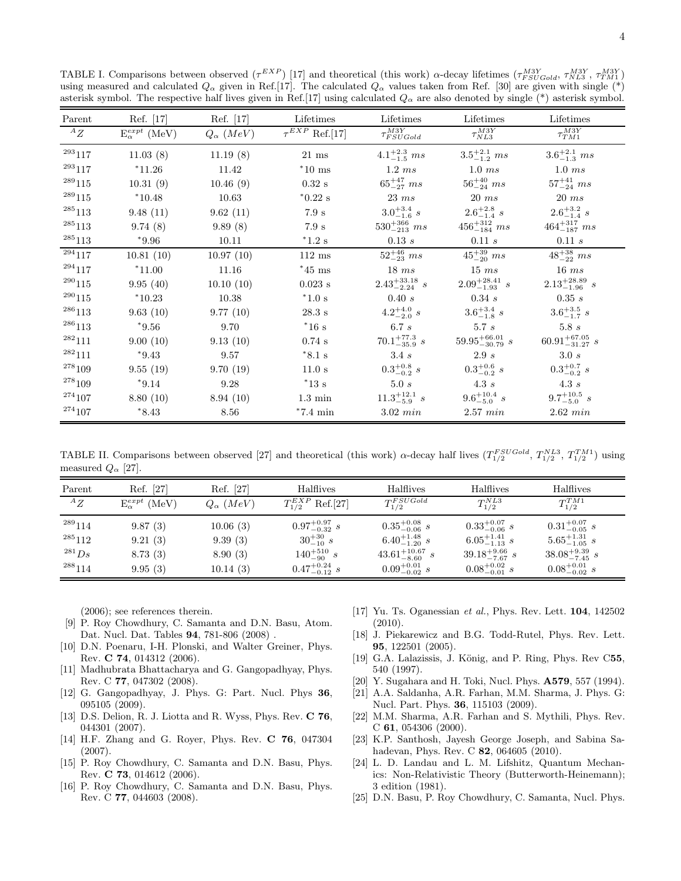TABLE I. Comparisons between observed ($\tau^{EXP}$) [17] and theoretical (this work) α-decay lifetimes ($\tau^{M3Y}_{FSUGold}$, $\tau^{M3Y}_{NL3}$, $\tau^{M3Y}_{TM1}$) using measured and calculated $Q_\alpha$ given in Ref.[17]. The calculated $Q_\alpha$ values taken from Ref. [30] are given with single (*) asterisk symbol. The respective half lives given in Ref.[17] using calculated $Q_\alpha$ are also denoted by single (*) asterisk symbol.

| Parent | Ref. [17] | Ref. [17] | Lifetimes | Lifetimes | Lifetimes | Lifetimes |
|---|---|---|---|---|---|---|
| $^AZ$ | $E^{expt}_\alpha$ (MeV) | $Q_\alpha$ $(MeV)$ | $\tau^{EXP}$ Ref.[17] | $\tau^{M3Y}_{FSUGold}$ | $\tau^{M3Y}_{NL3}$ | $\tau^{M3Y}_{TM1}$ |
| $^{293}117$ | 11.03 (8) | 11.19 (8) | 21 ms | $4.1^{+2.3}_{-1.5}$ $ms$ | $3.5^{+2.1}_{-1.2}$ $ms$ | $3.6^{+2.1}_{-1.3}$ $ms$ |
| $^{293}117$ | *11.26 | 11.42 | *10 ms | 1.2 $ms$ | 1.0 $ms$ | 1.0 $ms$ |
| $^{289}115$ | 10.31 (9) | 10.46 (9) | 0.32 s | $65^{+47}_{-27}$ $ms$ | $56^{+40}_{-24}$ $ms$ | $57^{+41}_{-24}$ $ms$ |
| $^{289}115$ | *10.48 | 10.63 | *0.22 s | 23 $ms$ | 20 $ms$ | 20 $ms$ |
| $^{285}113$ | 9.48 (11) | 9.62 (11) | 7.9 s | $3.0^{+3.4}_{-1.6}$ $s$ | $2.6^{+2.8}_{-1.4}$ $s$ | $2.6^{+3.2}_{-1.4}$ $s$ |
| $^{285}113$ | 9.74 (8) | 9.89 (8) | 7.9 s | $530^{+366}_{-213}$ $ms$ | $456^{+312}_{-184}$ $ms$ | $464^{+317}_{-187}$ $ms$ |
| $^{285}113$ | *9.96 | 10.11 | *1.2 s | 0.13 $s$ | 0.11 $s$ | 0.11 $s$ |
| $^{294}117$ | 10.81 (10) | 10.97 (10) | 112 ms | $52^{+46}_{-23}$ $ms$ | $45^{+39}_{-20}$ $ms$ | $48^{+38}_{-22}$ $ms$ |
| $^{294}117$ | *11.00 | 11.16 | *45 ms | 18 $ms$ | 15 $ms$ | 16 $ms$ |
| $^{290}115$ | 9.95 (40) | 10.10 (10) | 0.023 s | $2.43^{+33.18}_{-2.24}$ $s$ | $2.09^{+28.41}_{-1.93}$ $s$ | $2.13^{+28.89}_{-1.96}$ $s$ |
| $^{290}115$ | *10.23 | 10.38 | *1.0 s | 0.40 $s$ | 0.34 $s$ | 0.35 $s$ |
| $^{286}113$ | 9.63 (10) | 9.77 (10) | 28.3 s | $4.2^{+4.0}_{-2.0}$ $s$ | $3.6^{+3.4}_{-1.8}$ $s$ | $3.6^{+3.5}_{-1.7}$ $s$ |
| $^{286}113$ | *9.56 | 9.70 | *16 s | 6.7 $s$ | 5.7 $s$ | 5.8 $s$ |
| $^{282}111$ | 9.00 (10) | 9.13 (10) | 0.74 s | $70.1^{+77.3}_{-35.9}$ $s$ | $59.95^{+66.01}_{-30.79}$ $s$ | $60.91^{+67.05}_{-31.27}$ $s$ |
| $^{282}111$ | *9.43 | 9.57 | *8.1 s | 3.4 $s$ | 2.9 $s$ | 3.0 $s$ |
| $^{278}109$ | 9.55 (19) | 9.70 (19) | 11.0 s | $0.3^{+0.8}_{-0.2}$ $s$ | $0.3^{+0.6}_{-0.2}$ $s$ | $0.3^{+0.7}_{-0.2}$ $s$ |
| $^{278}109$ | *9.14 | 9.28 | *13 s | 5.0 $s$ | 4.3 $s$ | 4.3 $s$ |
| $^{274}107$ | 8.80 (10) | 8.94 (10) | 1.3 min | $11.3^{+12.1}_{-5.9}$ $s$ | $9.6^{+10.4}_{-5.0}$ $s$ | $9.7^{+10.5}_{-5.0}$ $s$ |
| $^{274}107$ | *8.43 | 8.56 | *7.4 min | 3.02 $min$ | 2.57 $min$ | 2.62 $min$ |

TABLE II. Comparisons between observed [27] and theoretical (this work) α-decay half lives ($T^{FSUGold}_{1/2}$, $T^{NL3}_{1/2}$, $T^{TM1}_{1/2}$) using measured $Q_\alpha$ [27].

| Parent | Ref. [27] | Ref. [27] | Halflives | Halflives | Halflives | Halflives |
|---|---|---|---|---|---|---|
| $^AZ$ | $E^{expt}_\alpha$ (MeV) | $Q_\alpha$ $(MeV)$ | $T^{EXP}_{1/2}$ Ref.[27] | $T^{FSUGold}_{1/2}$ | $T^{NL3}_{1/2}$ | $T^{TM1}_{1/2}$ |
| $^{289}114$ | 9.87 (3) | 10.06 (3) | $0.97^{+0.97}_{-0.32}$ $s$ | $0.35^{+0.08}_{-0.06}$ $s$ | $0.33^{+0.07}_{-0.06}$ $s$ | $0.31^{+0.07}_{-0.05}$ $s$ |
| $^{285}112$ | 9.21 (3) | 9.39 (3) | $30^{+30}_{-10}$ $s$ | $6.40^{+1.48}_{-1.20}$ $s$ | $6.05^{+1.41}_{-1.13}$ $s$ | $5.65^{+1.31}_{-1.05}$ $s$ |
| $^{281}Ds$ | 8.73 (3) | 8.90 (3) | $140^{+510}_{-90}$ $s$ | $43.61^{+10.67}_{-8.60}$ $s$ | $39.18^{+9.66}_{-7.67}$ $s$ | $38.08^{+9.39}_{-7.45}$ $s$ |
| $^{288}114$ | 9.95 (3) | 10.14 (3) | $0.47^{+0.24}_{-0.12}$ $s$ | $0.09^{+0.01}_{-0.02}$ $s$ | $0.08^{+0.02}_{-0.01}$ $s$ | $0.08^{+0.01}_{-0.02}$ $s$ |

(2006); see references therein.

[9] P. Roy Chowdhury, C. Samanta and D.N. Basu, Atom. Dat. Nucl. Dat. Tables **94**, 781-806 (2008) .

[10] D.N. Poenaru, I-H. Plonski, and Walter Greiner, Phys. Rev. **C 74**, 014312 (2006).

[11] Madhubrata Bhattacharya and G. Gangopadhyay, Phys. Rev. C **77**, 047302 (2008).

[12] G. Gangopadhyay, J. Phys. G: Part. Nucl. Phys **36**, 095105 (2009).

[13] D.S. Delion, R. J. Liotta and R. Wyss, Phys. Rev. **C 76**, 044301 (2007).

[14] H.F. Zhang and G. Royer, Phys. Rev. **C 76**, 047304 (2007).

[15] P. Roy Chowdhury, C. Samanta and D.N. Basu, Phys. Rev. **C 73**, 014612 (2006).

[16] P. Roy Chowdhury, C. Samanta and D.N. Basu, Phys. Rev. C **77**, 044603 (2008).

[17] Yu. Ts. Oganessian *et al.*, Phys. Rev. Lett. **104**, 142502 (2010).

[18] J. Piekarewicz and B.G. Todd-Rutel, Phys. Rev. Lett. **95**, 122501 (2005).

[19] G.A. Lalazissis, J. König, and P. Ring, Phys. Rev C**55**, 540 (1997).

[20] Y. Sugahara and H. Toki, Nucl. Phys. **A579**, 557 (1994).

[21] A.A. Saldanha, A.R. Farhan, M.M. Sharma, J. Phys. G: Nucl. Part. Phys. **36**, 115103 (2009).

[22] M.M. Sharma, A.R. Farhan and S. Mythili, Phys. Rev. C **61**, 054306 (2000).

[23] K.P. Santhosh, Jayesh George Joseph, and Sabina Sahadevan, Phys. Rev. C **82**, 064605 (2010).

[24] L. D. Landau and L. M. Lifshitz, Quantum Mechanics: Non-Relativistic Theory (Butterworth-Heinemann); 3 edition (1981).

[25] D.N. Basu, P. Roy Chowdhury, C. Samanta, Nucl. Phys.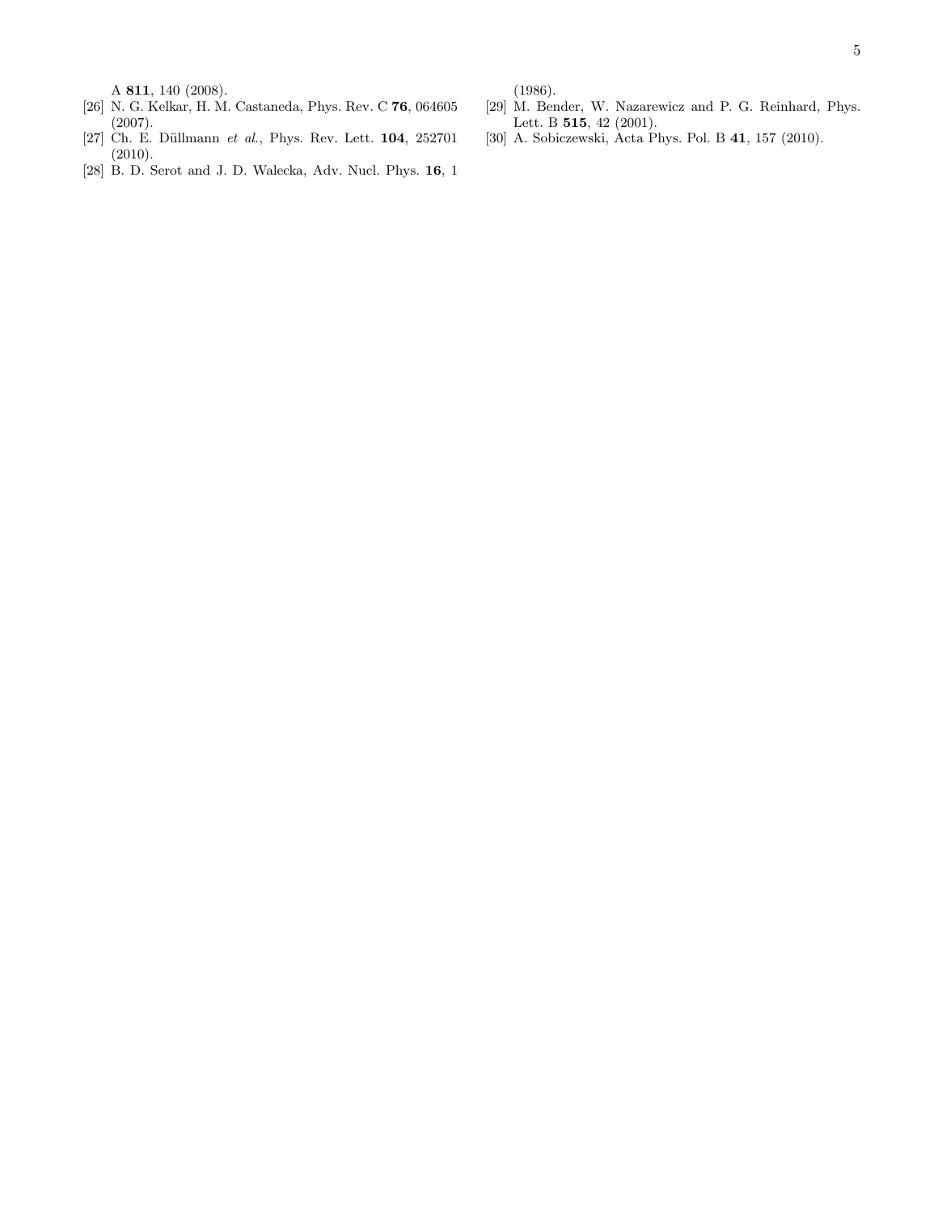A **811**, 140 (2008).

[26] N. G. Kelkar, H. M. Castaneda, Phys. Rev. C **76**, 064605 (2007).

[27] Ch. E. Düllmann *et al.*, Phys. Rev. Lett. **104**, 252701 (2010).

[28] B. D. Serot and J. D. Walecka, Adv. Nucl. Phys. **16**, 1 (1986).

[29] M. Bender, W. Nazarewicz and P. G. Reinhard, Phys. Lett. B **515**, 42 (2001).

[30] A. Sobiczewski, Acta Phys. Pol. B **41**, 157 (2010).